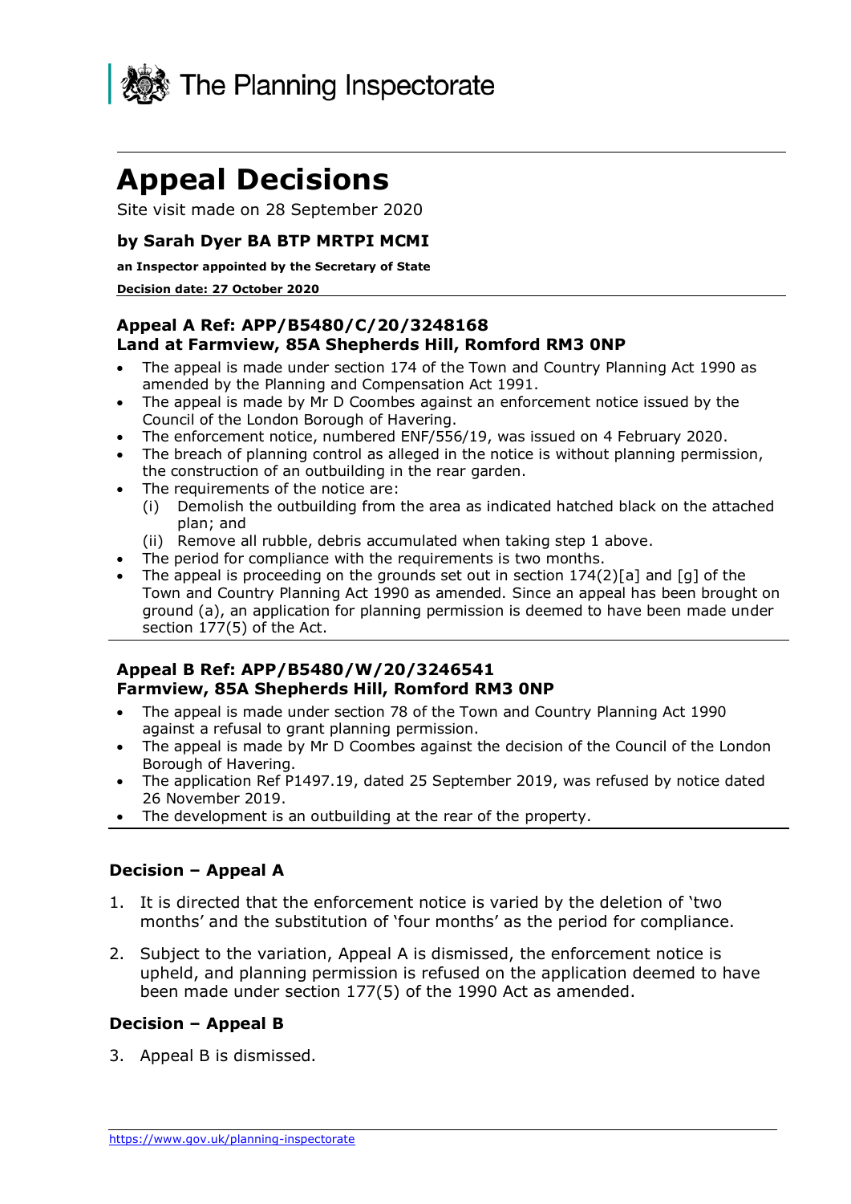The Planning Inspectorate

# Appeal Decisions

Site visit made on 28 September 2020

### by Sarah Dyer BA BTP MRTPI MCMI

**an Inspector appointed by the Secretary of State**

**Decision date: 27 October 2020**

---

### Appeal A Ref: APP/B5480/C/20/3248168
### Land at Farmview, 85A Shepherds Hill, Romford RM3 0NP

- The appeal is made under section 174 of the Town and Country Planning Act 1990 as amended by the Planning and Compensation Act 1991.
- The appeal is made by Mr D Coombes against an enforcement notice issued by the Council of the London Borough of Havering.
- The enforcement notice, numbered ENF/556/19, was issued on 4 February 2020.
- The breach of planning control as alleged in the notice is without planning permission, the construction of an outbuilding in the rear garden.
- The requirements of the notice are:
  - (i) Demolish the outbuilding from the area as indicated hatched black on the attached plan; and
  - (ii) Remove all rubble, debris accumulated when taking step 1 above.
- The period for compliance with the requirements is two months.
- The appeal is proceeding on the grounds set out in section 174(2)[a] and [g] of the Town and Country Planning Act 1990 as amended. Since an appeal has been brought on ground (a), an application for planning permission is deemed to have been made under section 177(5) of the Act.

---

### Appeal B Ref: APP/B5480/W/20/3246541
### Farmview, 85A Shepherds Hill, Romford RM3 0NP

- The appeal is made under section 78 of the Town and Country Planning Act 1990 against a refusal to grant planning permission.
- The appeal is made by Mr D Coombes against the decision of the Council of the London Borough of Havering.
- The application Ref P1497.19, dated 25 September 2019, was refused by notice dated 26 November 2019.
- The development is an outbuilding at the rear of the property.

---

### Decision – Appeal A

1. It is directed that the enforcement notice is varied by the deletion of 'two months' and the substitution of 'four months' as the period for compliance.

2. Subject to the variation, Appeal A is dismissed, the enforcement notice is upheld, and planning permission is refused on the application deemed to have been made under section 177(5) of the 1990 Act as amended.

### Decision – Appeal B

3. Appeal B is dismissed.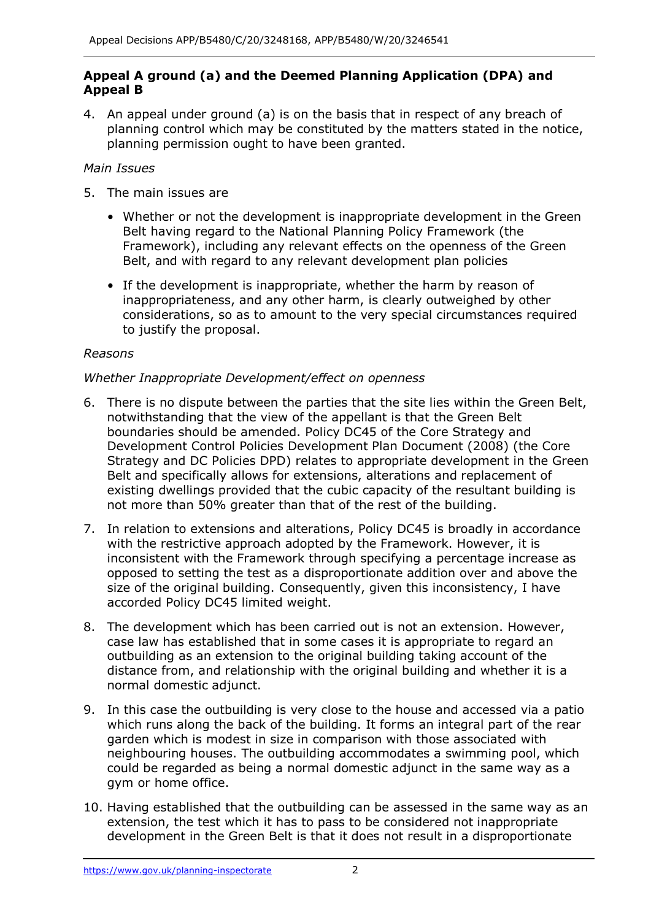**Appeal A ground (a) and the Deemed Planning Application (DPA) and Appeal B**

4. An appeal under ground (a) is on the basis that in respect of any breach of planning control which may be constituted by the matters stated in the notice, planning permission ought to have been granted.

*Main Issues*

5. The main issues are

   - Whether or not the development is inappropriate development in the Green Belt having regard to the National Planning Policy Framework (the Framework), including any relevant effects on the openness of the Green Belt, and with regard to any relevant development plan policies

   - If the development is inappropriate, whether the harm by reason of inappropriateness, and any other harm, is clearly outweighed by other considerations, so as to amount to the very special circumstances required to justify the proposal.

*Reasons*

*Whether Inappropriate Development/effect on openness*

6. There is no dispute between the parties that the site lies within the Green Belt, notwithstanding that the view of the appellant is that the Green Belt boundaries should be amended. Policy DC45 of the Core Strategy and Development Control Policies Development Plan Document (2008) (the Core Strategy and DC Policies DPD) relates to appropriate development in the Green Belt and specifically allows for extensions, alterations and replacement of existing dwellings provided that the cubic capacity of the resultant building is not more than 50% greater than that of the rest of the building.

7. In relation to extensions and alterations, Policy DC45 is broadly in accordance with the restrictive approach adopted by the Framework. However, it is inconsistent with the Framework through specifying a percentage increase as opposed to setting the test as a disproportionate addition over and above the size of the original building. Consequently, given this inconsistency, I have accorded Policy DC45 limited weight.

8. The development which has been carried out is not an extension. However, case law has established that in some cases it is appropriate to regard an outbuilding as an extension to the original building taking account of the distance from, and relationship with the original building and whether it is a normal domestic adjunct.

9. In this case the outbuilding is very close to the house and accessed via a patio which runs along the back of the building. It forms an integral part of the rear garden which is modest in size in comparison with those associated with neighbouring houses. The outbuilding accommodates a swimming pool, which could be regarded as being a normal domestic adjunct in the same way as a gym or home office.

10. Having established that the outbuilding can be assessed in the same way as an extension, the test which it has to pass to be considered not inappropriate development in the Green Belt is that it does not result in a disproportionate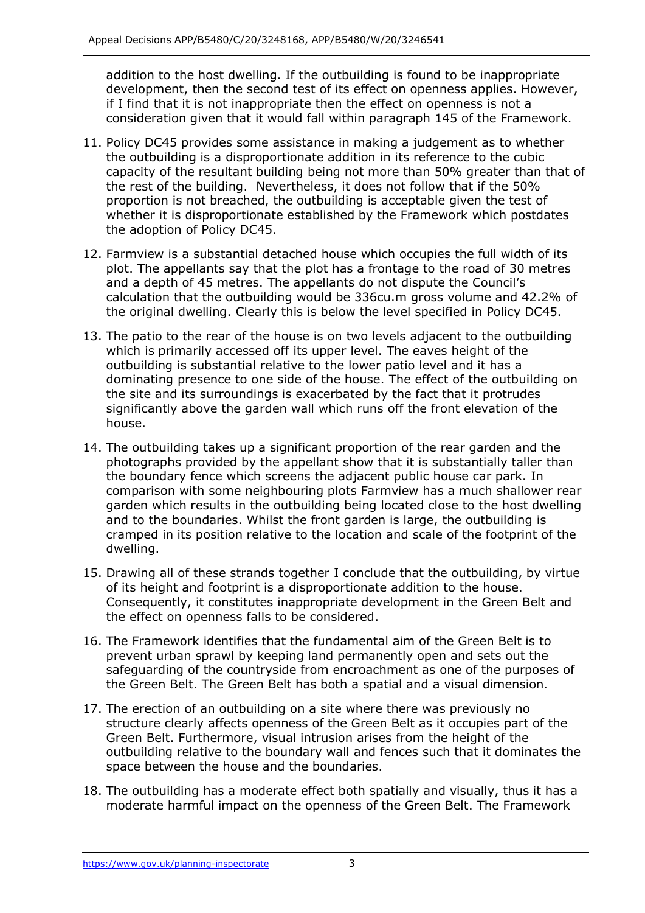addition to the host dwelling. If the outbuilding is found to be inappropriate development, then the second test of its effect on openness applies. However, if I find that it is not inappropriate then the effect on openness is not a consideration given that it would fall within paragraph 145 of the Framework.

11. Policy DC45 provides some assistance in making a judgement as to whether the outbuilding is a disproportionate addition in its reference to the cubic capacity of the resultant building being not more than 50% greater than that of the rest of the building. Nevertheless, it does not follow that if the 50% proportion is not breached, the outbuilding is acceptable given the test of whether it is disproportionate established by the Framework which postdates the adoption of Policy DC45.

12. Farmview is a substantial detached house which occupies the full width of its plot. The appellants say that the plot has a frontage to the road of 30 metres and a depth of 45 metres. The appellants do not dispute the Council's calculation that the outbuilding would be 336cu.m gross volume and 42.2% of the original dwelling. Clearly this is below the level specified in Policy DC45.

13. The patio to the rear of the house is on two levels adjacent to the outbuilding which is primarily accessed off its upper level. The eaves height of the outbuilding is substantial relative to the lower patio level and it has a dominating presence to one side of the house. The effect of the outbuilding on the site and its surroundings is exacerbated by the fact that it protrudes significantly above the garden wall which runs off the front elevation of the house.

14. The outbuilding takes up a significant proportion of the rear garden and the photographs provided by the appellant show that it is substantially taller than the boundary fence which screens the adjacent public house car park. In comparison with some neighbouring plots Farmview has a much shallower rear garden which results in the outbuilding being located close to the host dwelling and to the boundaries. Whilst the front garden is large, the outbuilding is cramped in its position relative to the location and scale of the footprint of the dwelling.

15. Drawing all of these strands together I conclude that the outbuilding, by virtue of its height and footprint is a disproportionate addition to the house. Consequently, it constitutes inappropriate development in the Green Belt and the effect on openness falls to be considered.

16. The Framework identifies that the fundamental aim of the Green Belt is to prevent urban sprawl by keeping land permanently open and sets out the safeguarding of the countryside from encroachment as one of the purposes of the Green Belt. The Green Belt has both a spatial and a visual dimension.

17. The erection of an outbuilding on a site where there was previously no structure clearly affects openness of the Green Belt as it occupies part of the Green Belt. Furthermore, visual intrusion arises from the height of the outbuilding relative to the boundary wall and fences such that it dominates the space between the house and the boundaries.

18. The outbuilding has a moderate effect both spatially and visually, thus it has a moderate harmful impact on the openness of the Green Belt. The Framework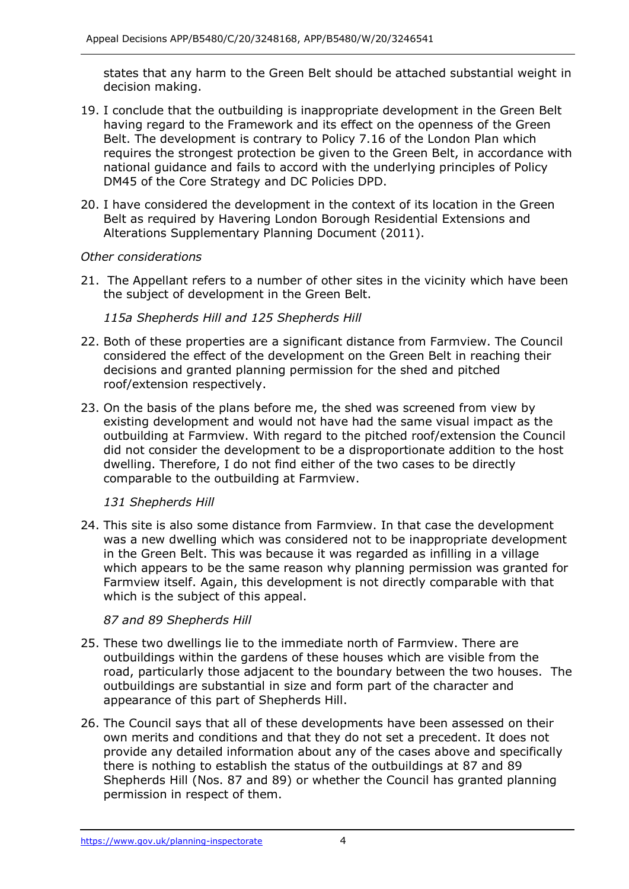states that any harm to the Green Belt should be attached substantial weight in decision making.

19. I conclude that the outbuilding is inappropriate development in the Green Belt having regard to the Framework and its effect on the openness of the Green Belt. The development is contrary to Policy 7.16 of the London Plan which requires the strongest protection be given to the Green Belt, in accordance with national guidance and fails to accord with the underlying principles of Policy DM45 of the Core Strategy and DC Policies DPD.

20. I have considered the development in the context of its location in the Green Belt as required by Havering London Borough Residential Extensions and Alterations Supplementary Planning Document (2011).

*Other considerations*

21. The Appellant refers to a number of other sites in the vicinity which have been the subject of development in the Green Belt.

*115a Shepherds Hill and 125 Shepherds Hill*

22. Both of these properties are a significant distance from Farmview. The Council considered the effect of the development on the Green Belt in reaching their decisions and granted planning permission for the shed and pitched roof/extension respectively.

23. On the basis of the plans before me, the shed was screened from view by existing development and would not have had the same visual impact as the outbuilding at Farmview. With regard to the pitched roof/extension the Council did not consider the development to be a disproportionate addition to the host dwelling. Therefore, I do not find either of the two cases to be directly comparable to the outbuilding at Farmview.

*131 Shepherds Hill*

24. This site is also some distance from Farmview. In that case the development was a new dwelling which was considered not to be inappropriate development in the Green Belt. This was because it was regarded as infilling in a village which appears to be the same reason why planning permission was granted for Farmview itself. Again, this development is not directly comparable with that which is the subject of this appeal.

*87 and 89 Shepherds Hill*

25. These two dwellings lie to the immediate north of Farmview. There are outbuildings within the gardens of these houses which are visible from the road, particularly those adjacent to the boundary between the two houses. The outbuildings are substantial in size and form part of the character and appearance of this part of Shepherds Hill.

26. The Council says that all of these developments have been assessed on their own merits and conditions and that they do not set a precedent. It does not provide any detailed information about any of the cases above and specifically there is nothing to establish the status of the outbuildings at 87 and 89 Shepherds Hill (Nos. 87 and 89) or whether the Council has granted planning permission in respect of them.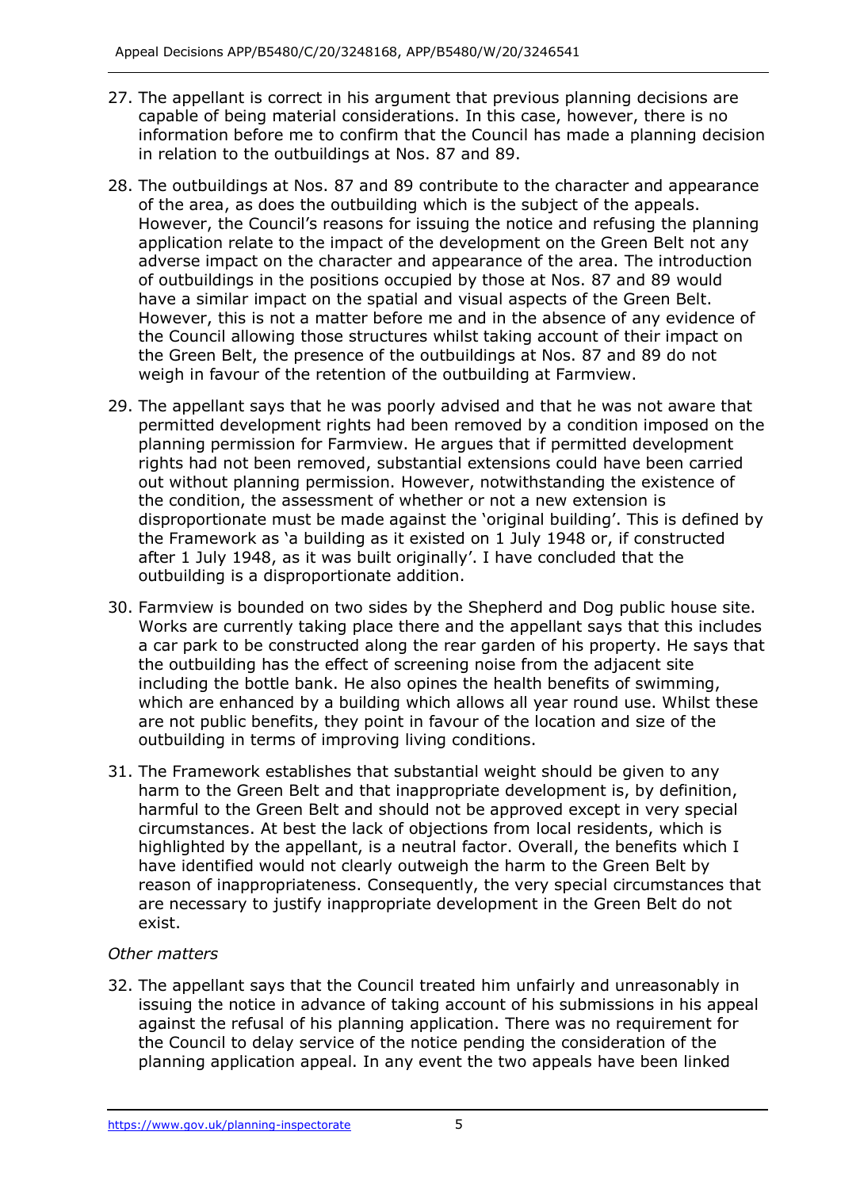27. The appellant is correct in his argument that previous planning decisions are capable of being material considerations. In this case, however, there is no information before me to confirm that the Council has made a planning decision in relation to the outbuildings at Nos. 87 and 89.

28. The outbuildings at Nos. 87 and 89 contribute to the character and appearance of the area, as does the outbuilding which is the subject of the appeals. However, the Council's reasons for issuing the notice and refusing the planning application relate to the impact of the development on the Green Belt not any adverse impact on the character and appearance of the area. The introduction of outbuildings in the positions occupied by those at Nos. 87 and 89 would have a similar impact on the spatial and visual aspects of the Green Belt. However, this is not a matter before me and in the absence of any evidence of the Council allowing those structures whilst taking account of their impact on the Green Belt, the presence of the outbuildings at Nos. 87 and 89 do not weigh in favour of the retention of the outbuilding at Farmview.

29. The appellant says that he was poorly advised and that he was not aware that permitted development rights had been removed by a condition imposed on the planning permission for Farmview. He argues that if permitted development rights had not been removed, substantial extensions could have been carried out without planning permission. However, notwithstanding the existence of the condition, the assessment of whether or not a new extension is disproportionate must be made against the 'original building'. This is defined by the Framework as 'a building as it existed on 1 July 1948 or, if constructed after 1 July 1948, as it was built originally'. I have concluded that the outbuilding is a disproportionate addition.

30. Farmview is bounded on two sides by the Shepherd and Dog public house site. Works are currently taking place there and the appellant says that this includes a car park to be constructed along the rear garden of his property. He says that the outbuilding has the effect of screening noise from the adjacent site including the bottle bank. He also opines the health benefits of swimming, which are enhanced by a building which allows all year round use. Whilst these are not public benefits, they point in favour of the location and size of the outbuilding in terms of improving living conditions.

31. The Framework establishes that substantial weight should be given to any harm to the Green Belt and that inappropriate development is, by definition, harmful to the Green Belt and should not be approved except in very special circumstances. At best the lack of objections from local residents, which is highlighted by the appellant, is a neutral factor. Overall, the benefits which I have identified would not clearly outweigh the harm to the Green Belt by reason of inappropriateness. Consequently, the very special circumstances that are necessary to justify inappropriate development in the Green Belt do not exist.

*Other matters*

32. The appellant says that the Council treated him unfairly and unreasonably in issuing the notice in advance of taking account of his submissions in his appeal against the refusal of his planning application. There was no requirement for the Council to delay service of the notice pending the consideration of the planning application appeal. In any event the two appeals have been linked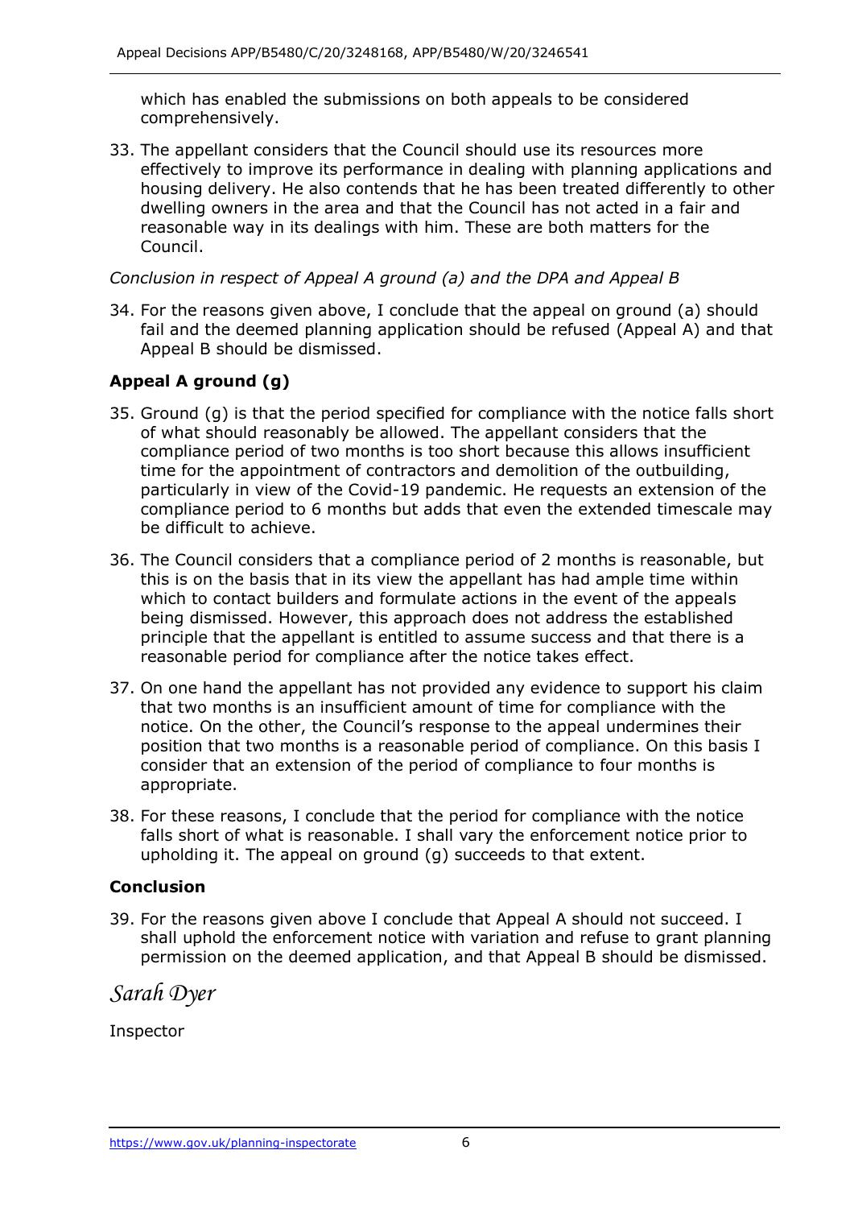which has enabled the submissions on both appeals to be considered comprehensively.

33. The appellant considers that the Council should use its resources more effectively to improve its performance in dealing with planning applications and housing delivery. He also contends that he has been treated differently to other dwelling owners in the area and that the Council has not acted in a fair and reasonable way in its dealings with him. These are both matters for the Council.

*Conclusion in respect of Appeal A ground (a) and the DPA and Appeal B*

34. For the reasons given above, I conclude that the appeal on ground (a) should fail and the deemed planning application should be refused (Appeal A) and that Appeal B should be dismissed.

**Appeal A ground (g)**

35. Ground (g) is that the period specified for compliance with the notice falls short of what should reasonably be allowed. The appellant considers that the compliance period of two months is too short because this allows insufficient time for the appointment of contractors and demolition of the outbuilding, particularly in view of the Covid-19 pandemic. He requests an extension of the compliance period to 6 months but adds that even the extended timescale may be difficult to achieve.

36. The Council considers that a compliance period of 2 months is reasonable, but this is on the basis that in its view the appellant has had ample time within which to contact builders and formulate actions in the event of the appeals being dismissed. However, this approach does not address the established principle that the appellant is entitled to assume success and that there is a reasonable period for compliance after the notice takes effect.

37. On one hand the appellant has not provided any evidence to support his claim that two months is an insufficient amount of time for compliance with the notice. On the other, the Council's response to the appeal undermines their position that two months is a reasonable period of compliance. On this basis I consider that an extension of the period of compliance to four months is appropriate.

38. For these reasons, I conclude that the period for compliance with the notice falls short of what is reasonable. I shall vary the enforcement notice prior to upholding it. The appeal on ground (g) succeeds to that extent.

**Conclusion**

39. For the reasons given above I conclude that Appeal A should not succeed. I shall uphold the enforcement notice with variation and refuse to grant planning permission on the deemed application, and that Appeal B should be dismissed.

*Sarah Dyer*

Inspector